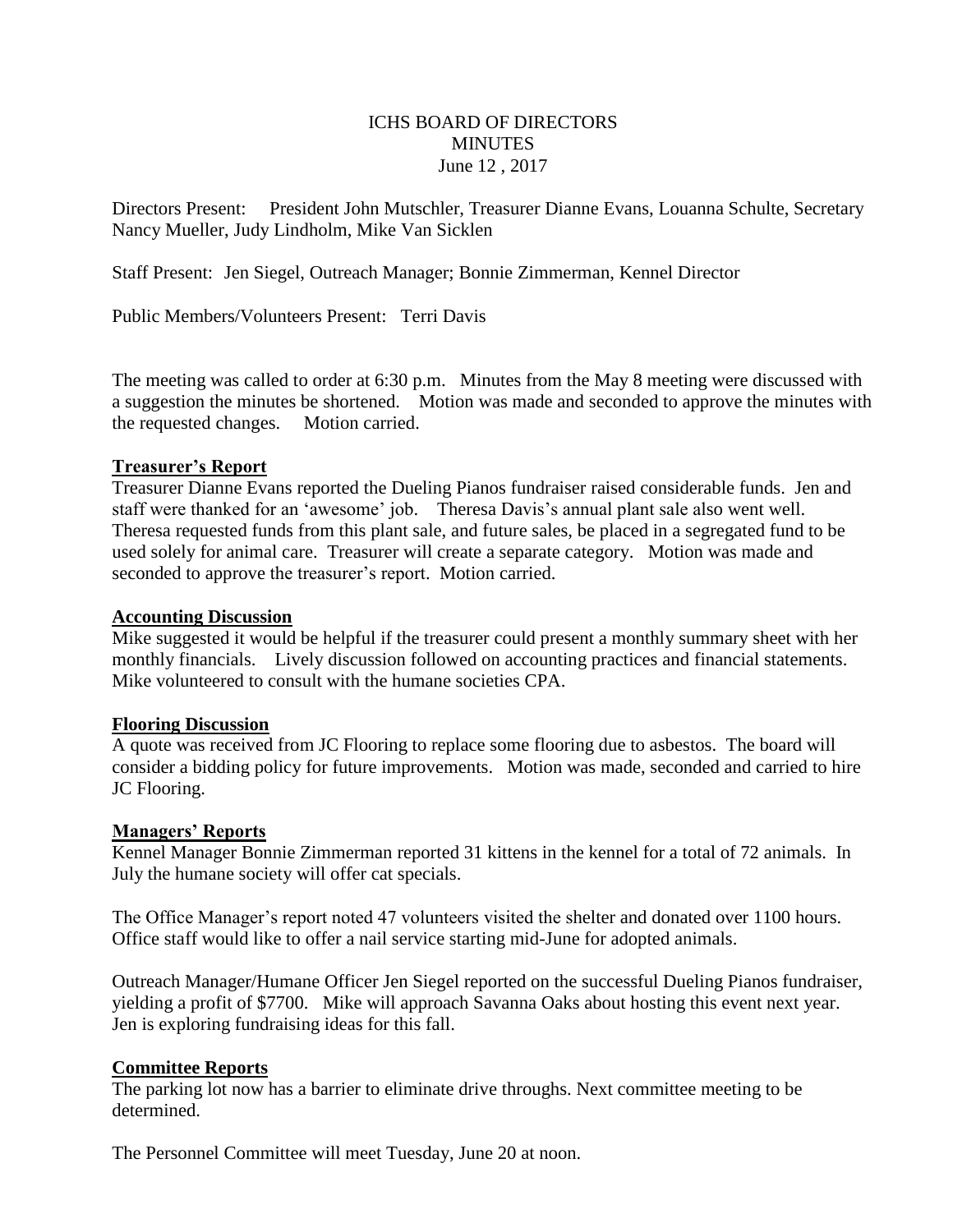# ICHS BOARD OF DIRECTORS
# MINUTES
June 12 , 2017

Directors Present: President John Mutschler, Treasurer Dianne Evans, Louanna Schulte, Secretary Nancy Mueller, Judy Lindholm, Mike Van Sicklen

Staff Present: Jen Siegel, Outreach Manager; Bonnie Zimmerman, Kennel Director

Public Members/Volunteers Present: Terri Davis

The meeting was called to order at 6:30 p.m. Minutes from the May 8 meeting were discussed with a suggestion the minutes be shortened. Motion was made and seconded to approve the minutes with the requested changes. Motion carried.

## Treasurer's Report

Treasurer Dianne Evans reported the Dueling Pianos fundraiser raised considerable funds. Jen and staff were thanked for an 'awesome' job. Theresa Davis's annual plant sale also went well. Theresa requested funds from this plant sale, and future sales, be placed in a segregated fund to be used solely for animal care. Treasurer will create a separate category. Motion was made and seconded to approve the treasurer's report. Motion carried.

## Accounting Discussion

Mike suggested it would be helpful if the treasurer could present a monthly summary sheet with her monthly financials. Lively discussion followed on accounting practices and financial statements. Mike volunteered to consult with the humane societies CPA.

## Flooring Discussion

A quote was received from JC Flooring to replace some flooring due to asbestos. The board will consider a bidding policy for future improvements. Motion was made, seconded and carried to hire JC Flooring.

## Managers' Reports

Kennel Manager Bonnie Zimmerman reported 31 kittens in the kennel for a total of 72 animals. In July the humane society will offer cat specials.

The Office Manager's report noted 47 volunteers visited the shelter and donated over 1100 hours. Office staff would like to offer a nail service starting mid-June for adopted animals.

Outreach Manager/Humane Officer Jen Siegel reported on the successful Dueling Pianos fundraiser, yielding a profit of $7700. Mike will approach Savanna Oaks about hosting this event next year. Jen is exploring fundraising ideas for this fall.

## Committee Reports

The parking lot now has a barrier to eliminate drive throughs. Next committee meeting to be determined.

The Personnel Committee will meet Tuesday, June 20 at noon.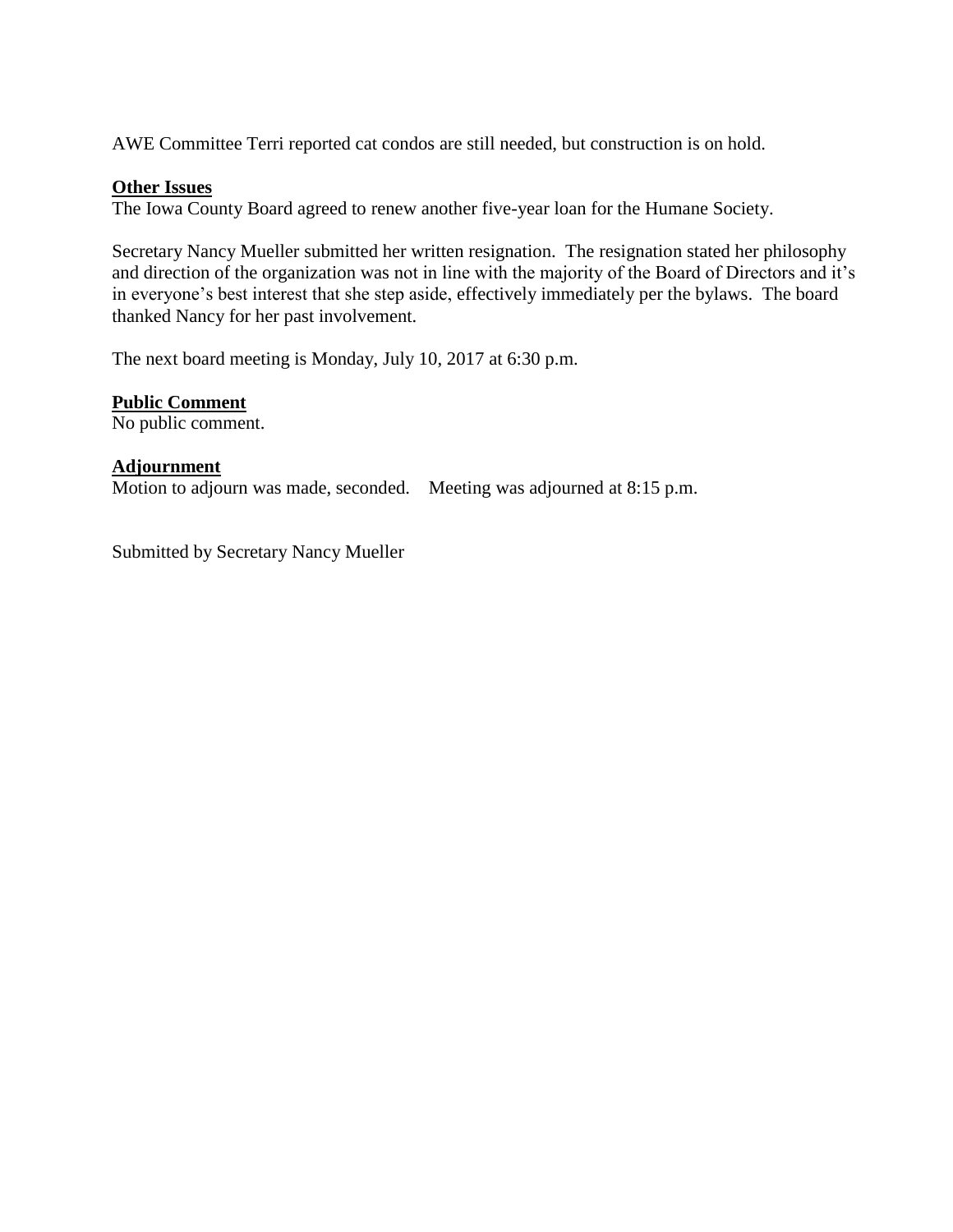AWE Committee Terri reported cat condos are still needed, but construction is on hold.

**Other Issues**

The Iowa County Board agreed to renew another five-year loan for the Humane Society.

Secretary Nancy Mueller submitted her written resignation. The resignation stated her philosophy and direction of the organization was not in line with the majority of the Board of Directors and it's in everyone's best interest that she step aside, effectively immediately per the bylaws. The board thanked Nancy for her past involvement.

The next board meeting is Monday, July 10, 2017 at 6:30 p.m.

**Public Comment**

No public comment.

**Adjournment**

Motion to adjourn was made, seconded. Meeting was adjourned at 8:15 p.m.

Submitted by Secretary Nancy Mueller